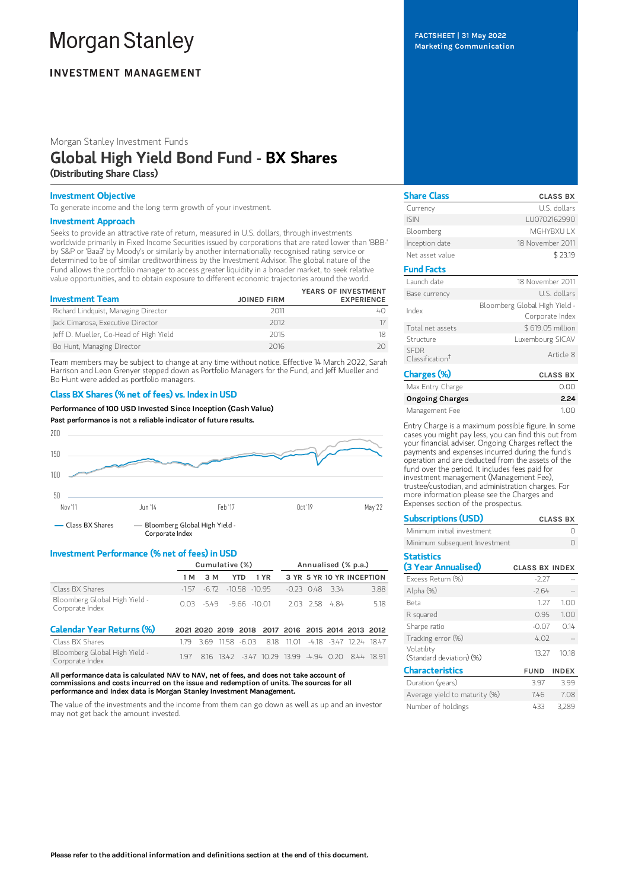# Morgan Stanley

## INVESTMENT MANAGEMENT

FACTSHEET | 31 May 2022
Marketing Communication

Morgan Stanley Investment Funds

# Global High Yield Bond Fund - BX Shares

**(Distributing Share Class)**

### Investment Objective

To generate income and the long term growth of your investment.

### Investment Approach

Seeks to provide an attractive rate of return, measured in U.S. dollars, through investments worldwide primarily in Fixed Income Securities issued by corporations that are rated lower than 'BBB-' by S&P or 'Baa3' by Moody's or similarly by another internationally recognised rating service or determined to be of similar creditworthiness by the Investment Advisor. The global nature of the Fund allows the portfolio manager to access greater liquidity in a broader market, to seek relative value opportunities, and to obtain exposure to different economic trajectories around the world.

| Investment Team | JOINED FIRM | YEARS OF INVESTMENT EXPERIENCE |
|---|---|---|
| Richard Lindquist, Managing Director | 2011 | 40 |
| Jack Cimarosa, Executive Director | 2012 | 17 |
| Jeff D. Mueller, Co-Head of High Yield | 2015 | 18 |
| Bo Hunt, Managing Director | 2016 | 20 |

Team members may be subject to change at any time without notice. Effective 14 March 2022, Sarah Harrison and Leon Grenyer stepped down as Portfolio Managers for the Fund, and Jeff Mueller and Bo Hunt were added as portfolio managers.

### Class BX Shares (% net of fees) vs. Index in USD

**Performance of 100 USD Invested Since Inception (Cash Value)**

**Past performance is not a reliable indicator of future results.**

Class BX Shares — Bloomberg Global High Yield - Corporate Index

### Investment Performance (% net of fees) in USD

| | Cumulative (%) | | | | Annualised (% p.a.) | | | |
|---|---|---|---|---|---|---|---|---|
| | 1 M | 3 M | YTD | 1 YR | 3 YR | 5 YR | 10 YR | INCEPTION |
| Class BX Shares | -1.57 | -6.72 | -10.58 | -10.95 | -0.23 | 0.48 | 3.34 | 3.88 |
| Bloomberg Global High Yield - Corporate Index | 0.03 | -5.49 | -9.66 | -10.01 | 2.03 | 2.58 | 4.84 | 5.18 |

| Calendar Year Returns (%) | 2021 | 2020 | 2019 | 2018 | 2017 | 2016 | 2015 | 2014 | 2013 | 2012 |
|---|---|---|---|---|---|---|---|---|---|---|
| Class BX Shares | 1.79 | 3.69 | 11.58 | -6.03 | 8.18 | 11.01 | -4.18 | -3.47 | 12.24 | 18.47 |
| Bloomberg Global High Yield - Corporate Index | 1.97 | 8.16 | 13.42 | -3.47 | 10.29 | 13.99 | -4.94 | 0.20 | 8.44 | 18.91 |

**All performance data is calculated NAV to NAV, net of fees, and does not take account of commissions and costs incurred on the issue and redemption of units. The sources for all performance and Index data is Morgan Stanley Investment Management.**

The value of the investments and the income from them can go down as well as up and an investor may not get back the amount invested.

| Share Class | CLASS BX |
|---|---|
| Currency | U.S. dollars |
| ISIN | LU0702162990 |
| Bloomberg | MGHYBXU LX |
| Inception date | 18 November 2011 |
| Net asset value | $ 23.19 |

| Fund Facts | |
|---|---|
| Launch date | 18 November 2011 |
| Base currency | U.S. dollars |
| Index | Bloomberg Global High Yield - Corporate Index |
| Total net assets | $ 619.05 million |
| Structure | Luxembourg SICAV |
| SFDR Classification† | Article 8 |

| Charges (%) | CLASS BX |
|---|---|
| Max Entry Charge | 0.00 |
| **Ongoing Charges** | **2.24** |
| Management Fee | 1.00 |

Entry Charge is a maximum possible figure. In some cases you might pay less, you can find this out from your financial adviser. Ongoing Charges reflect the payments and expenses incurred during the fund's operation and are deducted from the assets of the fund over the period. It includes fees paid for investment management (Management Fee), trustee/custodian, and administration charges. For more information please see the Charges and Expenses section of the prospectus.

| Subscriptions (USD) | CLASS BX |
|---|---|
| Minimum initial investment | 0 |
| Minimum subsequent Investment | 0 |

| Statistics (3 Year Annualized) | CLASS BX | INDEX |
|---|---|---|
| Excess Return (%) | -2.27 | -- |
| Alpha (%) | -2.64 | -- |
| Beta | 1.27 | 1.00 |
| R squared | 0.95 | 1.00 |
| Sharpe ratio | -0.07 | 0.14 |
| Tracking error (%) | 4.02 | -- |
| Volatility (Standard deviation) (%) | 13.27 | 10.18 |

| Characteristics | FUND | INDEX |
|---|---|---|
| Duration (years) | 3.97 | 3.99 |
| Average yield to maturity (%) | 7.46 | 7.08 |
| Number of holdings | 433 | 3,289 |

**Please refer to the additional information and definitions section at the end of this document.**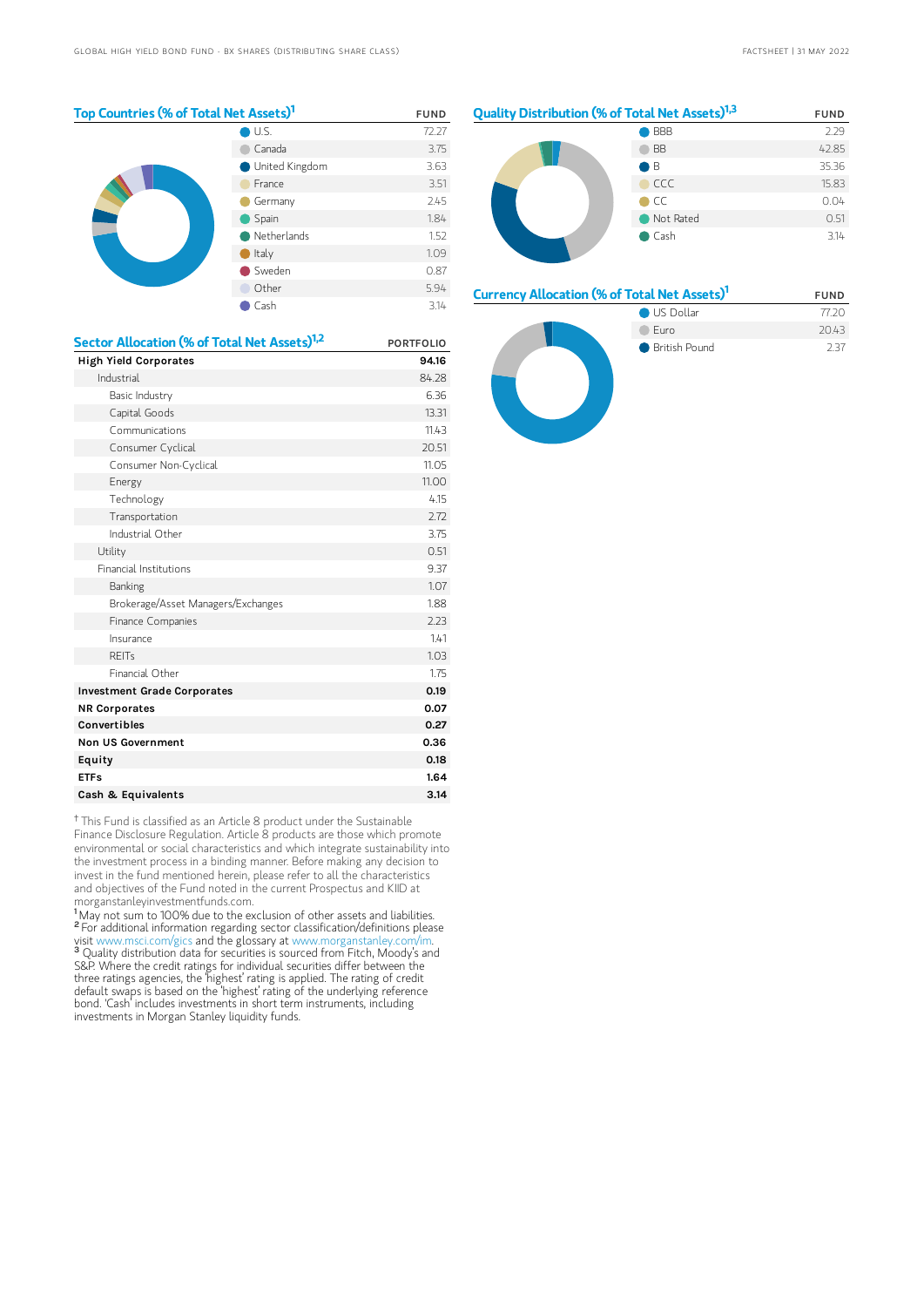## Top Countries (% of Total Net Assets)[1]

| | FUND |
|---|---|
| U.S. | 72.27 |
| Canada | 3.75 |
| United Kingdom | 3.63 |
| France | 3.51 |
| Germany | 2.45 |
| Spain | 1.84 |
| Netherlands | 1.52 |
| Italy | 1.09 |
| Sweden | 0.87 |
| Other | 5.94 |
| Cash | 3.14 |

## Quality Distribution (% of Total Net Assets)[1,3]

| | FUND |
|---|---|
| BBB | 2.29 |
| BB | 42.85 |
| B | 35.36 |
| CCC | 15.83 |
| CC | 0.04 |
| Not Rated | 0.51 |
| Cash | 3.14 |

## Currency Allocation (% of Total Net Assets)[1]

| | FUND |
|---|---|
| US Dollar | 77.20 |
| Euro | 20.43 |
| British Pound | 2.37 |

## Sector Allocation (% of Total Net Assets)[1,2]

| | PORTFOLIO |
|---|---|
| **High Yield Corporates** | **94.16** |
| Industrial | 84.28 |
| Basic Industry | 6.36 |
| Capital Goods | 13.31 |
| Communications | 11.43 |
| Consumer Cyclical | 20.51 |
| Consumer Non-Cyclical | 11.05 |
| Energy | 11.00 |
| Technology | 4.15 |
| Transportation | 2.72 |
| Industrial Other | 3.75 |
| Utility | 0.51 |
| Financial Institutions | 9.37 |
| Banking | 1.07 |
| Brokerage/Asset Managers/Exchanges | 1.88 |
| Finance Companies | 2.23 |
| Insurance | 1.41 |
| REITs | 1.03 |
| Financial Other | 1.75 |
| **Investment Grade Corporates** | **0.19** |
| **NR Corporates** | **0.07** |
| **Convertibles** | **0.27** |
| **Non US Government** | **0.36** |
| **Equity** | **0.18** |
| **ETFs** | **1.64** |
| **Cash & Equivalents** | **3.14** |

† This Fund is classified as an Article 8 product under the Sustainable Finance Disclosure Regulation. Article 8 products are those which promote environmental or social characteristics and which integrate sustainability into the investment process in a binding manner. Before making any decision to invest in the fund mentioned herein, please refer to all the characteristics and objectives of the Fund noted in the current Prospectus and KIID at morganstanleyinvestmentfunds.com.

[1] May not sum to 100% due to the exclusion of other assets and liabilities.

[2] For additional information regarding sector classification/definitions please visit www.msci.com/gics and the glossary at www.morganstanley.com/im.

[3] Quality distribution data for securities is sourced from Fitch, Moody's and S&P. Where the credit ratings for individual securities differ between the three ratings agencies, the 'highest' rating is applied. The rating of credit default swaps is based on the 'highest' rating of the underlying reference bond. 'Cash' includes investments in short term instruments, including investments in Morgan Stanley liquidity funds.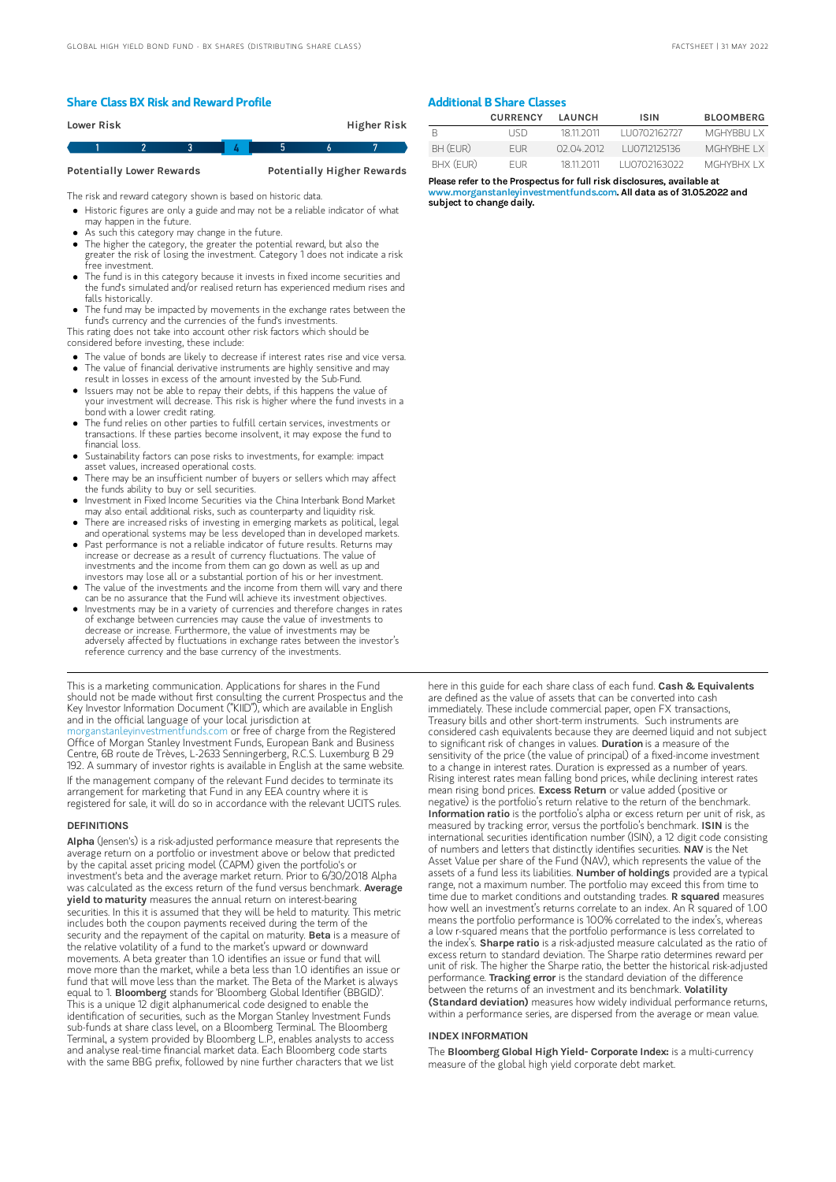## Share Class BX Risk and Reward Profile

| Lower Risk | | | | | | Higher Risk |
|---|---|---|---|---|---|---|
| 1 | 2 | 3 | **4** | 5 | 6 | 7 |
| Potentially Lower Rewards | | | | | | Potentially Higher Rewards |

The risk and reward category shown is based on historic data.

- Historic figures are only a guide and may not be a reliable indicator of what may happen in the future.
- As such this category may change in the future.
- The higher the category, the greater the potential reward, but also the greater the risk of losing the investment. Category 1 does not indicate a risk free investment.
- The fund is in this category because it invests in fixed income securities and the fund's simulated and/or realised return has experienced medium rises and falls historically.
- The fund may be impacted by movements in the exchange rates between the fund's currency and the currencies of the fund's investments.

This rating does not take into account other risk factors which should be considered before investing, these include:

- The value of bonds are likely to decrease if interest rates rise and vice versa.
- The value of financial derivative instruments are highly sensitive and may result in losses in excess of the amount invested by the Sub-Fund.
- Issuers may not be able to repay their debts, if this happens the value of your investment will decrease. This risk is higher where the fund invests in a bond with a lower credit rating.
- The fund relies on other parties to fulfill certain services, investments or transactions. If these parties become insolvent, it may expose the fund to financial loss.
- Sustainability factors can pose risks to investments, for example: impact asset values, increased operational costs.
- There may be an insufficient number of buyers or sellers which may affect the funds ability to buy or sell securities.
- Investment in Fixed Income Securities via the China Interbank Bond Market may also entail additional risks, such as counterparty and liquidity risk.
- There are increased risks of investing in emerging markets as political, legal and operational systems may be less developed than in developed markets.
- Past performance is not a reliable indicator of future results. Returns may increase or decrease as a result of currency fluctuations. The value of investments and the income from them can go down as well as up and investors may lose all or a substantial portion of his or her investment.
- The value of the investments and the income from them will vary and there can be no assurance that the Fund will achieve its investment objectives.
- Investments may be in a variety of currencies and therefore changes in rates of exchange between currencies may cause the value of investments to decrease or increase. Furthermore, the value of investments may be adversely affected by fluctuations in exchange rates between the investor's reference currency and the base currency of the investments.

## Additional B Share Classes

| | CURRENCY | LAUNCH | ISIN | BLOOMBERG |
|---|---|---|---|---|
| B | USD | 18.11.2011 | LU0702162727 | MGHYBBU LX |
| BH (EUR) | EUR | 02.04.2012 | LU0712125136 | MGHYBHE LX |
| BHX (EUR) | EUR | 18.11.2011 | LU0702163022 | MGHYBHX LX |

**Please refer to the Prospectus for full risk disclosures, available at www.morganstanleyinvestmentfunds.com. All data as of 31.05.2022 and subject to change daily.**

This is a marketing communication. Applications for shares in the Fund should not be made without first consulting the current Prospectus and the Key Investor Information Document ("KIID"), which are available in English and in the official language of your local jurisdiction at morganstanleyinvestmentfunds.com or free of charge from the Registered Office of Morgan Stanley Investment Funds, European Bank and Business Centre, 6B route de Trèves, L-2633 Senningerberg, R.C.S. Luxemburg B 29 192. A summary of investor rights is available in English at the same website.

If the management company of the relevant Fund decides to terminate its arrangement for marketing that Fund in any EEA country where it is registered for sale, it will do so in accordance with the relevant UCITS rules.

### DEFINITIONS

**Alpha** (Jensen's) is a risk-adjusted performance measure that represents the average return on a portfolio or investment above or below that predicted by the capital asset pricing model (CAPM) given the portfolio's or investment's beta and the average market return. Prior to 6/30/2018 Alpha was calculated as the excess return of the fund versus benchmark. **Average yield to maturity** measures the annual return on interest-bearing securities. In this it is assumed that they will be held to maturity. This metric includes both the coupon payments received during the term of the security and the repayment of the capital on maturity. **Beta** is a measure of the relative volatility of a fund to the market's upward or downward movements. A beta greater than 1.0 identifies an issue or fund that will move more than the market, while a beta less than 1.0 identifies an issue or fund that will move less than the market. The Beta of the Market is always equal to 1. **Bloomberg** stands for 'Bloomberg Global Identifier (BBGID)'. This is a unique 12 digit alphanumerical code designed to enable the identification of securities, such as the Morgan Stanley Investment Funds sub-funds at share class level, on a Bloomberg Terminal. The Bloomberg Terminal, a system provided by Bloomberg L.P., enables analysts to access and analyse real-time financial market data. Each Bloomberg code starts with the same BBG prefix, followed by nine further characters that we list here in this guide for each share class of each fund. **Cash & Equivalents** are defined as the value of assets that can be converted into cash immediately. These include commercial paper, open FX transactions, Treasury bills and other short-term instruments. Such instruments are considered cash equivalents because they are deemed liquid and not subject to significant risk of changes in values. **Duration** is a measure of the sensitivity of the price (the value of principal) of a fixed-income investment to a change in interest rates. Duration is expressed as a number of years. Rising interest rates mean falling bond prices, while declining interest rates mean rising bond prices. **Excess Return** or value added (positive or negative) is the portfolio's return relative to the return of the benchmark. **Information ratio** is the portfolio's alpha or excess return per unit of risk, as measured by tracking error, versus the portfolio's benchmark. **ISIN** is the international securities identification number (ISIN), a 12 digit code consisting of numbers and letters that distinctly identifies securities. **NAV** is the Net Asset Value per share of the Fund (NAV), which represents the value of the assets of a fund less its liabilities. **Number of holdings** provided are a typical range, not a maximum number. The portfolio may exceed this from time to time due to market conditions and outstanding trades. **R squared** measures how well an investment's returns correlate to an index. An R squared of 1.00 means the portfolio performance is 100% correlated to the index's, whereas a low r-squared means that the portfolio performance is less correlated to the index's. **Sharpe ratio** is a risk-adjusted measure calculated as the ratio of excess return to standard deviation. The Sharpe ratio determines reward per unit of risk. The higher the Sharpe ratio, the better the historical risk-adjusted performance. **Tracking error** is the standard deviation of the difference between the returns of an investment and its benchmark. **Volatility (Standard deviation)** measures how widely individual performance returns, within a performance series, are dispersed from the average or mean value.

### INDEX INFORMATION

The **Bloomberg Global High Yield- Corporate Index:** is a multi-currency measure of the global high yield corporate debt market.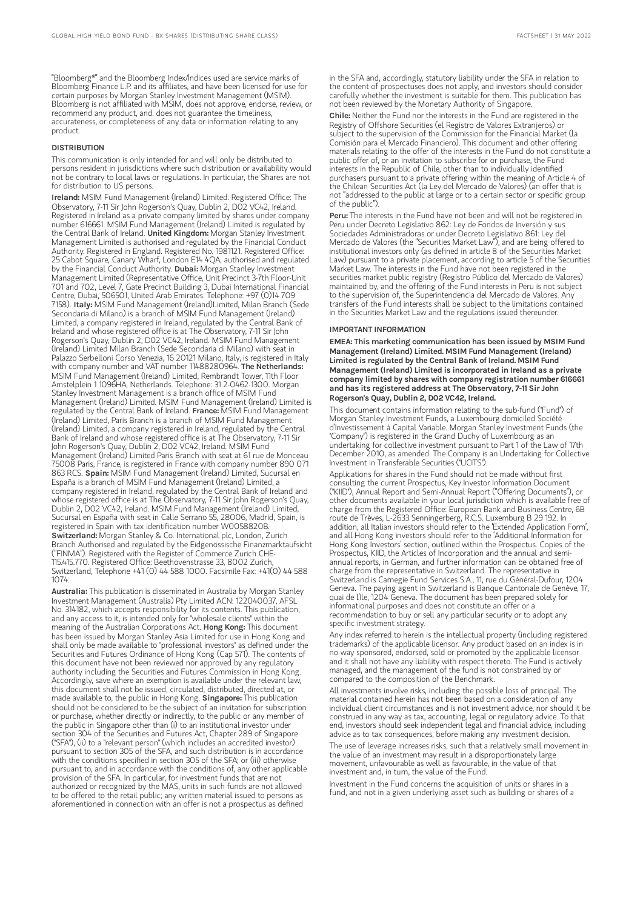"Bloomberg®" and the Bloomberg Index/Indices used are service marks of Bloomberg Finance L.P. and its affiliates, and have been licensed for use for certain purposes by Morgan Stanley Investment Management (MSIM). Bloomberg is not affiliated with MSIM, does not approve, endorse, review, or recommend any product, and. does not guarantee the timeliness, accurateness, or completeness of any data or information relating to any product.

## DISTRIBUTION

This communication is only intended for and will only be distributed to persons resident in jurisdictions where such distribution or availability would not be contrary to local laws or regulations. In particular, the Shares are not for distribution to US persons.

**Ireland:** MSIM Fund Management (Ireland) Limited. Registered Office: The Observatory, 7-11 Sir John Rogerson's Quay, Dublin 2, D02 VC42, Ireland. Registered in Ireland as a private company limited by shares under company number 616661. MSIM Fund Management (Ireland) Limited is regulated by the Central Bank of Ireland. **United Kingdom:** Morgan Stanley Investment Management Limited is authorised and regulated by the Financial Conduct Authority. Registered in England. Registered No. 1981121. Registered Office: 25 Cabot Square, Canary Wharf, London E14 4QA, authorised and regulated by the Financial Conduct Authority. **Dubai:** Morgan Stanley Investment Management Limited (Representative Office, Unit Precinct 3-7th Floor-Unit 701 and 702, Level 7, Gate Precinct Building 3, Dubai International Financial Centre, Dubai, 506501, United Arab Emirates. Telephone: +97 (0)14 709 7158). **Italy:** MSIM Fund Management (Ireland)Limited, Milan Branch (Sede Secondaria di Milano) is a branch of MSIM Fund Management (Ireland) Limited, a company registered in Ireland, regulated by the Central Bank of Ireland and whose registered office is at The Observatory, 7-11 Sir John Rogerson's Quay, Dublin 2, D02 VC42, Ireland. MSIM Fund Management (Ireland) Limited Milan Branch (Sede Secondaria di Milano) with seat in Palazzo Serbelloni Corso Venezia, 16 20121 Milano, Italy, is registered in Italy with company number and VAT number 11488280964. **The Netherlands:** MSIM Fund Management (Ireland) Limited, Rembrandt Tower, 11th Floor Amstelplein 1 1096HA, Netherlands. Telephone: 31 2-0462-1300. Morgan Stanley Investment Management is a branch office of MSIM Fund Management (Ireland) Limited. MSIM Fund Management (Ireland) Limited is regulated by the Central Bank of Ireland. **France:** MSIM Fund Management (Ireland) Limited, Paris Branch is a branch of MSIM Fund Management (Ireland) Limited, a company registered in Ireland, regulated by the Central Bank of Ireland and whose registered office is at The Observatory, 7-11 Sir John Rogerson's Quay, Dublin 2, D02 VC42, Ireland. MSIM Fund Management (Ireland) Limited Paris Branch with seat at 61 rue de Monceau 75008 Paris, France, is registered in France with company number 890 071 863 RCS. **Spain:** MSIM Fund Management (Ireland) Limited, Sucursal en España is a branch of MSIM Fund Management (Ireland) Limited, a company registered in Ireland, regulated by the Central Bank of Ireland and whose registered office is at The Observatory, 7-11 Sir John Rogerson's Quay, Dublin 2, D02 VC42, Ireland. MSIM Fund Management (Ireland) Limited, Sucursal en España with seat in Calle Serrano 55, 28006, Madrid, Spain, is registered in Spain with tax identification number W0058820B. **Switzerland:** Morgan Stanley & Co. International plc, London, Zurich Branch Authorised and regulated by the Eidgenössische Finanzmarktaufsicht ("FINMA"). Registered with the Register of Commerce Zurich CHE-115.415.770. Registered Office: Beethovenstrasse 33, 8002 Zurich, Switzerland, Telephone +41 (0) 44 588 1000. Facsimile Fax: +41(0) 44 588 1074.

**Australia:** This publication is disseminated in Australia by Morgan Stanley Investment Management (Australia) Pty Limited ACN: 122040037, AFSL No. 314182, which accepts responsibility for its contents. This publication, and any access to it, is intended only for "wholesale clients" within the meaning of the Australian Corporations Act. **Hong Kong:** This document has been issued by Morgan Stanley Asia Limited for use in Hong Kong and shall only be made available to "professional investors" as defined under the Securities and Futures Ordinance of Hong Kong (Cap 571). The contents of this document have not been reviewed nor approved by any regulatory authority including the Securities and Futures Commission in Hong Kong. Accordingly, save where an exemption is available under the relevant law, this document shall not be issued, circulated, distributed, directed at, or made available to, the public in Hong Kong. **Singapore:** This publication should not be considered to be the subject of an invitation for subscription or purchase, whether directly or indirectly, to the public or any member of the public in Singapore other than (i) to an institutional investor under section 304 of the Securities and Futures Act, Chapter 289 of Singapore ("SFA"), (ii) to a "relevant person" (which includes an accredited investor) pursuant to section 305 of the SFA, and such distribution is in accordance with the conditions specified in section 305 of the SFA; or (iii) otherwise pursuant to, and in accordance with the conditions of, any other applicable provision of the SFA. In particular, for investment funds that are not authorized or recognized by the MAS, units in such funds are not allowed to be offered to the retail public; any written material issued to persons as aforementioned in connection with an offer is not a prospectus as defined in the SFA and, accordingly, statutory liability under the SFA in relation to the content of prospectuses does not apply, and investors should consider carefully whether the investment is suitable for them. This publication has not been reviewed by the Monetary Authority of Singapore.

**Chile:** Neither the Fund nor the interests in the Fund are registered in the Registry of Offshore Securities (el Registro de Valores Extranjeros) or subject to the supervision of the Commission for the Financial Market (la Comisión para el Mercado Financiero). This document and other offering materials relating to the offer of the interests in the Fund do not constitute a public offer of, or an invitation to subscribe for or purchase, the Fund interests in the Republic of Chile, other than to individually identified purchasers pursuant to a private offering within the meaning of Article 4 of the Chilean Securities Act (la Ley del Mercado de Valores) (an offer that is not "addressed to the public at large or to a certain sector or specific group of the public").

**Peru:** The interests in the Fund have not been and will not be registered in Peru under Decreto Legislativo 862: Ley de Fondos de Inversión y sus Sociedades Administradoras or under Decreto Legislativo 861: Ley del Mercado de Valores (the "Securities Market Law"), and are being offered to institutional investors only (as defined in article 8 of the Securities Market Law) pursuant to a private placement, according to article 5 of the Securities Market Law. The interests in the Fund have not been registered in the securities market public registry (Registro Público del Mercado de Valores) maintained by, and the offering of the Fund interests in Peru is not subject to the supervision of, the Superintendencia del Mercado de Valores. Any transfers of the Fund interests shall be subject to the limitations contained in the Securities Market Law and the regulations issued thereunder.

## IMPORTANT INFORMATION

**EMEA: This marketing communication has been issued by MSIM Fund Management (Ireland) Limited. MSIM Fund Management (Ireland) Limited is regulated by the Central Bank of Ireland. MSIM Fund Management (Ireland) Limited is incorporated in Ireland as a private company limited by shares with company registration number 616661 and has its registered address at The Observatory, 7-11 Sir John Rogerson's Quay, Dublin 2, D02 VC42, Ireland.**

This document contains information relating to the sub-fund ("Fund") of Morgan Stanley Investment Funds, a Luxembourg domiciled Société d'Investissement à Capital Variable. Morgan Stanley Investment Funds (the "Company") is registered in the Grand Duchy of Luxembourg as an undertaking for collective investment pursuant to Part 1 of the Law of 17th December 2010, as amended. The Company is an Undertaking for Collective Investment in Transferable Securities ("UCITS").

Applications for shares in the Fund should not be made without first consulting the current Prospectus, Key Investor Information Document ("KIID"), Annual Report and Semi-Annual Report ("Offering Documents"), or other documents available in your local jurisdiction which is available free of charge from the Registered Office: European Bank and Business Centre, 6B route de Trèves, L-2633 Senningerberg, R.C.S. Luxemburg B 29 192. In addition, all Italian investors should refer to the 'Extended Application Form', and all Hong Kong investors should refer to the 'Additional Information for Hong Kong Investors' section, outlined within the Prospectus. Copies of the Prospectus, KIID, the Articles of Incorporation and the annual and semi-annual reports, in German, and further information can be obtained free of charge from the representative in Switzerland. The representative in Switzerland is Carnegie Fund Services S.A., 11, rue du Général-Dufour, 1204 Geneva. The paying agent in Switzerland is Banque Cantonale de Genève, 17, quai de l'Ile, 1204 Geneva. The document has been prepared solely for informational purposes and does not constitute an offer or a recommendation to buy or sell any particular security or to adopt any specific investment strategy.

Any index referred to herein is the intellectual property (including registered trademarks) of the applicable licensor. Any product based on an index is in no way sponsored, endorsed, sold or promoted by the applicable licensor and it shall not have any liability with respect thereto. The Fund is actively managed, and the management of the fund is not constrained by or compared to the composition of the Benchmark.

All investments involve risks, including the possible loss of principal. The material contained herein has not been based on a consideration of any individual client circumstances and is not investment advice, nor should it be construed in any way as tax, accounting, legal or regulatory advice. To that end, investors should seek independent legal and financial advice, including advice as to tax consequences, before making any investment decision.

The use of leverage increases risks, such that a relatively small movement in the value of an investment may result in a disproportionately large movement, unfavourable as well as favourable, in the value of that investment and, in turn, the value of the Fund.

Investment in the Fund concerns the acquisition of units or shares in a fund, and not in a given underlying asset such as building or shares of a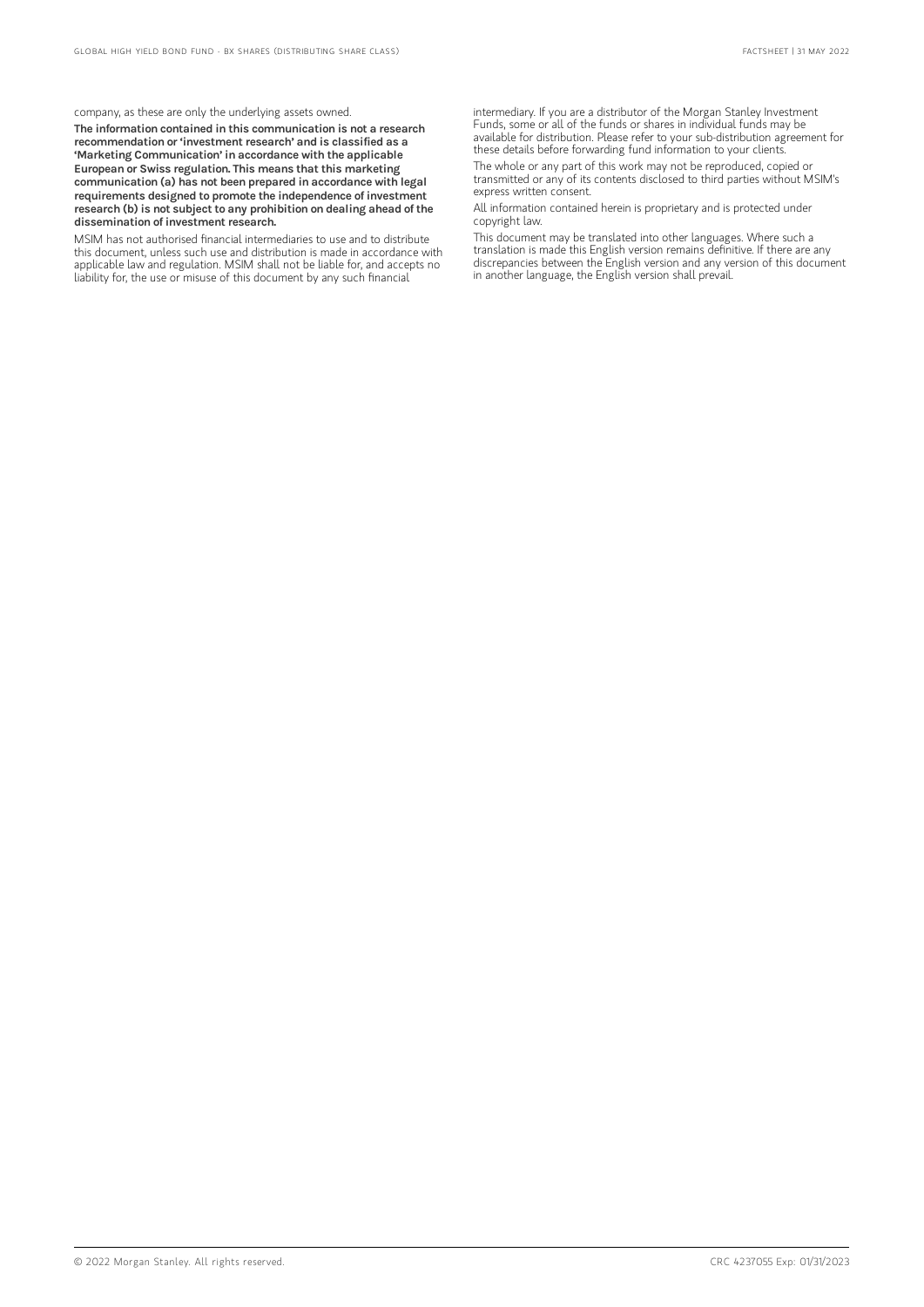company, as these are only the underlying assets owned.

**The information contained in this communication is not a research recommendation or 'investment research' and is classified as a 'Marketing Communication' in accordance with the applicable European or Swiss regulation. This means that this marketing communication (a) has not been prepared in accordance with legal requirements designed to promote the independence of investment research (b) is not subject to any prohibition on dealing ahead of the dissemination of investment research.**

MSIM has not authorised financial intermediaries to use and to distribute this document, unless such use and distribution is made in accordance with applicable law and regulation. MSIM shall not be liable for, and accepts no liability for, the use or misuse of this document by any such financial intermediary. If you are a distributor of the Morgan Stanley Investment Funds, some or all of the funds or shares in individual funds may be available for distribution. Please refer to your sub-distribution agreement for these details before forwarding fund information to your clients.

The whole or any part of this work may not be reproduced, copied or transmitted or any of its contents disclosed to third parties without MSIM's express written consent.

All information contained herein is proprietary and is protected under copyright law.

This document may be translated into other languages. Where such a translation is made this English version remains definitive. If there are any discrepancies between the English version and any version of this document in another language, the English version shall prevail.

© 2022 Morgan Stanley. All rights reserved.

CRC 4237055 Exp: 01/31/2023